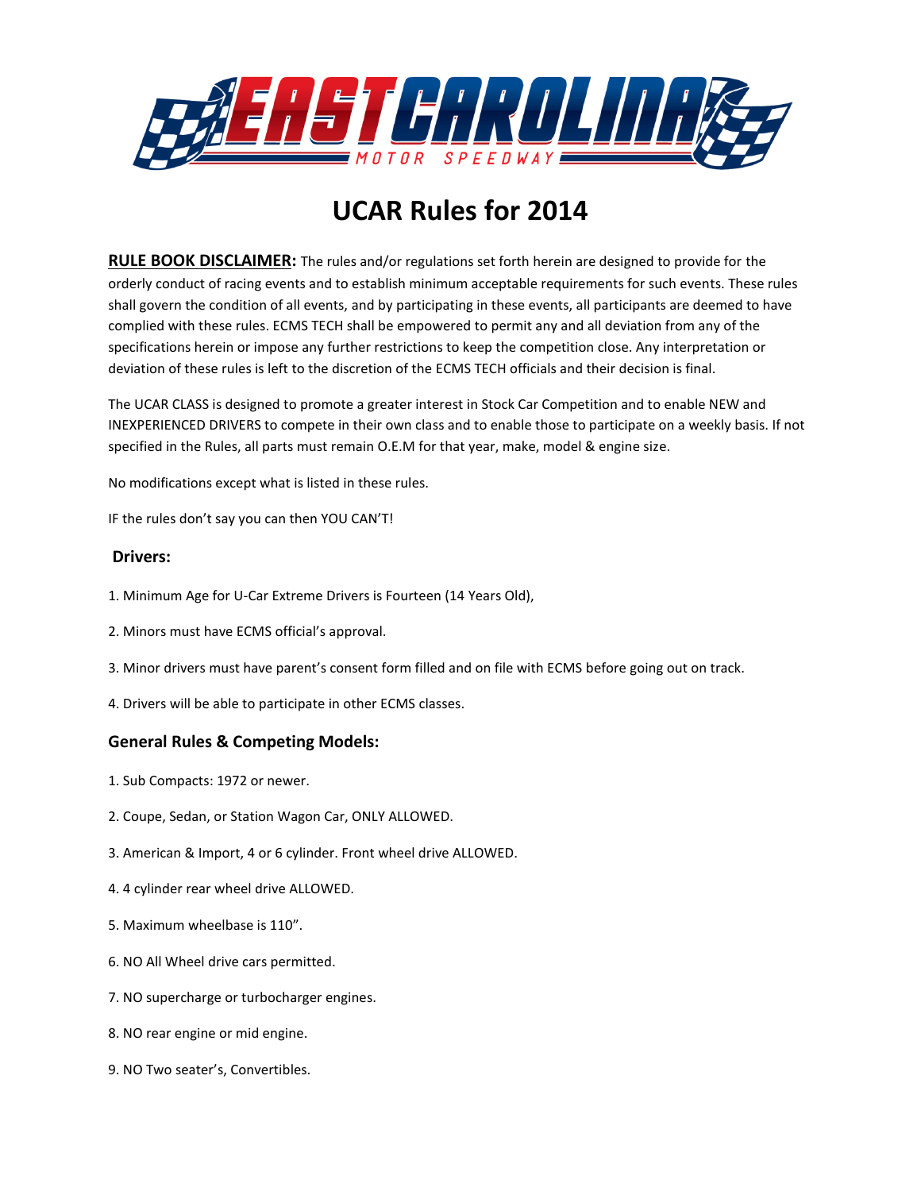EAST CAROLINA MOTOR SPEEDWAY

# UCAR Rules for 2014

**RULE BOOK DISCLAIMER:** The rules and/or regulations set forth herein are designed to provide for the orderly conduct of racing events and to establish minimum acceptable requirements for such events. These rules shall govern the condition of all events, and by participating in these events, all participants are deemed to have complied with these rules. ECMS TECH shall be empowered to permit any and all deviation from any of the specifications herein or impose any further restrictions to keep the competition close. Any interpretation or deviation of these rules is left to the discretion of the ECMS TECH officials and their decision is final.

The UCAR CLASS is designed to promote a greater interest in Stock Car Competition and to enable NEW and INEXPERIENCED DRIVERS to compete in their own class and to enable those to participate on a weekly basis. If not specified in the Rules, all parts must remain O.E.M for that year, make, model & engine size.

No modifications except what is listed in these rules.

IF the rules don't say you can then YOU CAN'T!

## Drivers:

1. Minimum Age for U-Car Extreme Drivers is Fourteen (14 Years Old),
2. Minors must have ECMS official's approval.
3. Minor drivers must have parent's consent form filled and on file with ECMS before going out on track.
4. Drivers will be able to participate in other ECMS classes.

## General Rules & Competing Models:

1. Sub Compacts: 1972 or newer.
2. Coupe, Sedan, or Station Wagon Car, ONLY ALLOWED.
3. American & Import, 4 or 6 cylinder. Front wheel drive ALLOWED.
4. 4 cylinder rear wheel drive ALLOWED.
5. Maximum wheelbase is 110".
6. NO All Wheel drive cars permitted.
7. NO supercharge or turbocharger engines.
8. NO rear engine or mid engine.
9. NO Two seater's, Convertibles.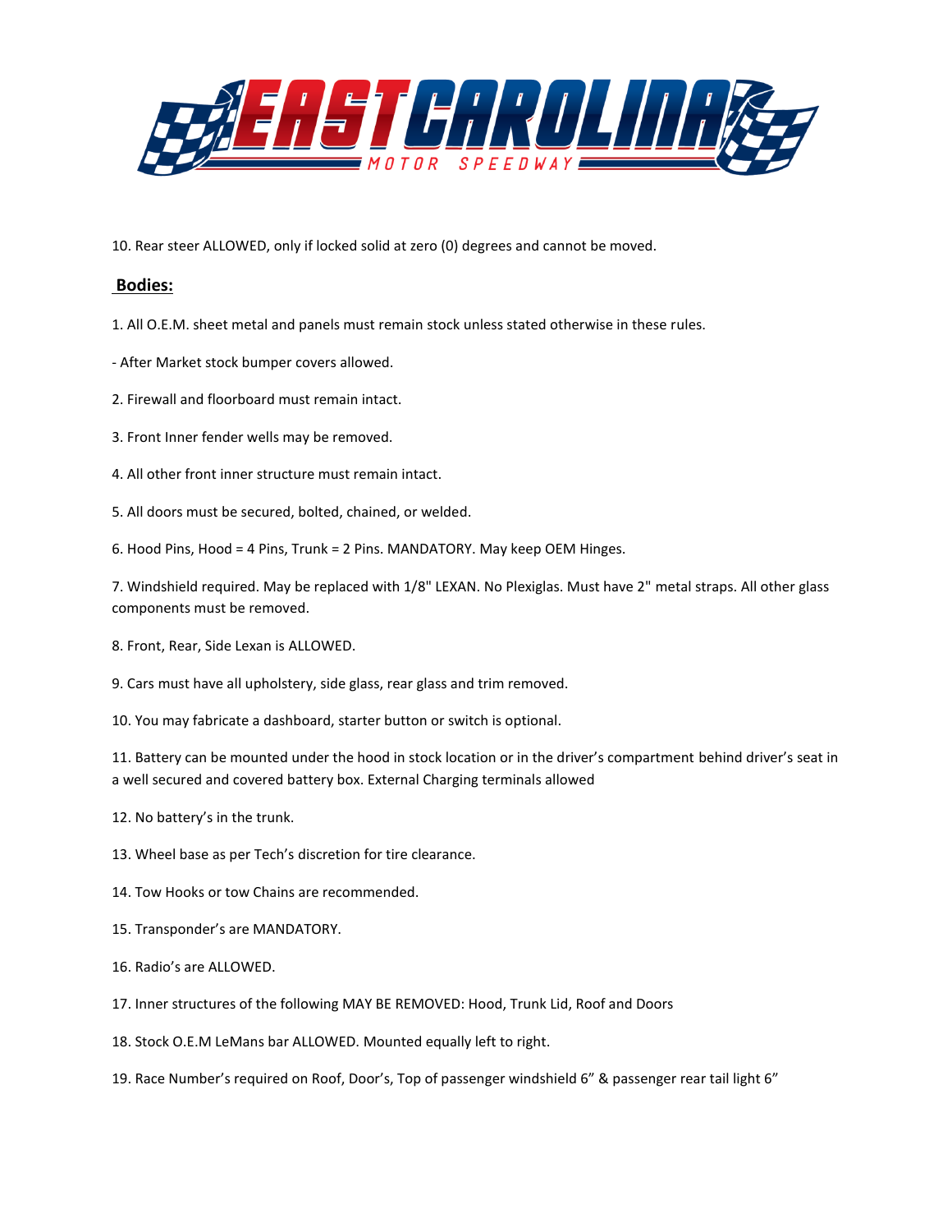10. Rear steer ALLOWED, only if locked solid at zero (0) degrees and cannot be moved.

## Bodies:

1. All O.E.M. sheet metal and panels must remain stock unless stated otherwise in these rules.

- After Market stock bumper covers allowed.

2. Firewall and floorboard must remain intact.

3. Front Inner fender wells may be removed.

4. All other front inner structure must remain intact.

5. All doors must be secured, bolted, chained, or welded.

6. Hood Pins, Hood = 4 Pins, Trunk = 2 Pins. MANDATORY. May keep OEM Hinges.

7. Windshield required. May be replaced with 1/8" LEXAN. No Plexiglas. Must have 2" metal straps. All other glass components must be removed.

8. Front, Rear, Side Lexan is ALLOWED.

9. Cars must have all upholstery, side glass, rear glass and trim removed.

10. You may fabricate a dashboard, starter button or switch is optional.

11. Battery can be mounted under the hood in stock location or in the driver's compartment behind driver's seat in a well secured and covered battery box. External Charging terminals allowed

12. No battery's in the trunk.

13. Wheel base as per Tech's discretion for tire clearance.

14. Tow Hooks or tow Chains are recommended.

15. Transponder's are MANDATORY.

16. Radio's are ALLOWED.

17. Inner structures of the following MAY BE REMOVED: Hood, Trunk Lid, Roof and Doors

18. Stock O.E.M LeMans bar ALLOWED. Mounted equally left to right.

19. Race Number's required on Roof, Door's, Top of passenger windshield 6" & passenger rear tail light 6"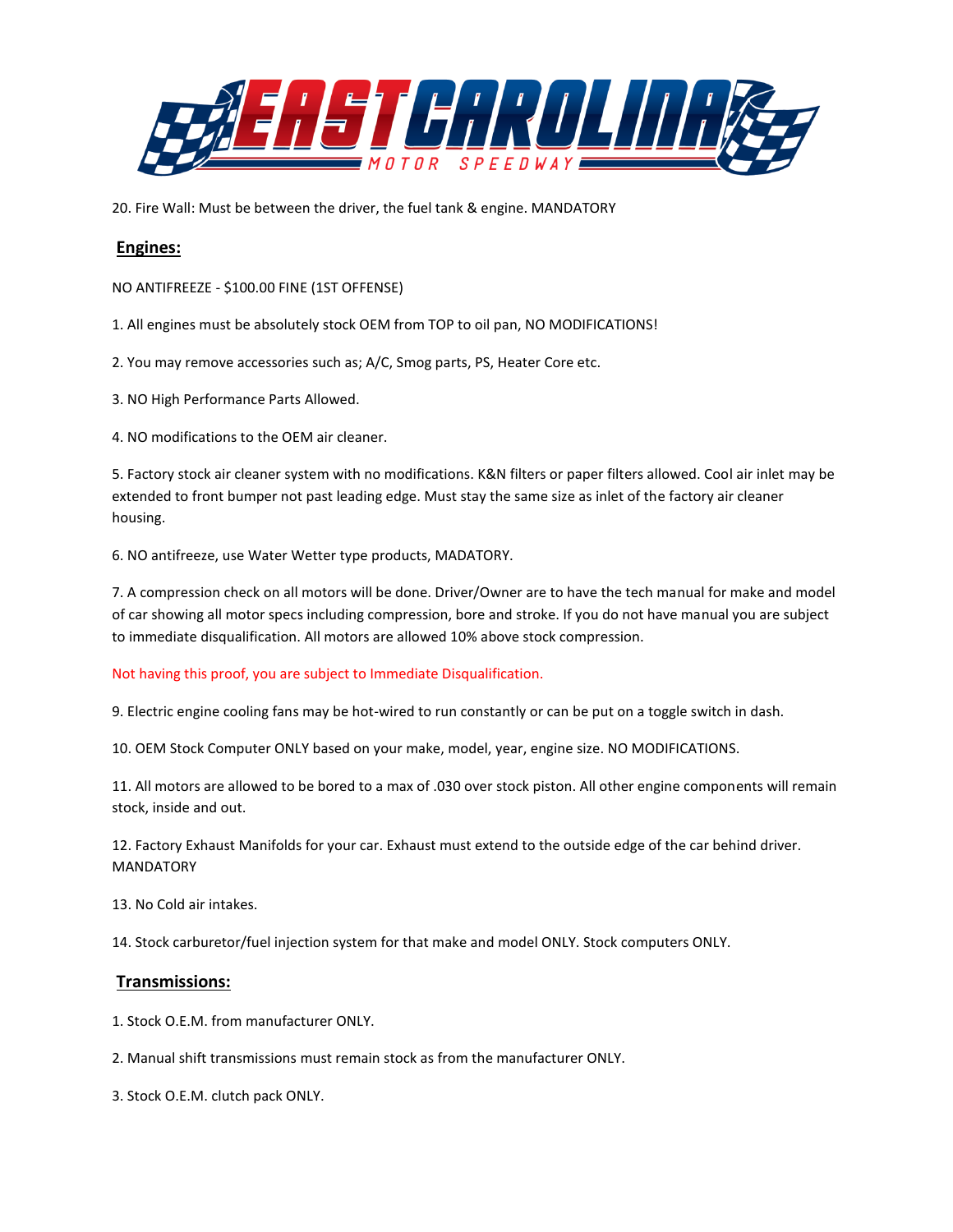20. Fire Wall: Must be between the driver, the fuel tank & engine. MANDATORY

## Engines:

NO ANTIFREEZE - $100.00 FINE (1ST OFFENSE)

1. All engines must be absolutely stock OEM from TOP to oil pan, NO MODIFICATIONS!

2. You may remove accessories such as; A/C, Smog parts, PS, Heater Core etc.

3. NO High Performance Parts Allowed.

4. NO modifications to the OEM air cleaner.

5. Factory stock air cleaner system with no modifications. K&N filters or paper filters allowed. Cool air inlet may be extended to front bumper not past leading edge. Must stay the same size as inlet of the factory air cleaner housing.

6. NO antifreeze, use Water Wetter type products, MADATORY.

7. A compression check on all motors will be done. Driver/Owner are to have the tech manual for make and model of car showing all motor specs including compression, bore and stroke. If you do not have manual you are subject to immediate disqualification. All motors are allowed 10% above stock compression.

Not having this proof, you are subject to Immediate Disqualification.

9. Electric engine cooling fans may be hot-wired to run constantly or can be put on a toggle switch in dash.

10. OEM Stock Computer ONLY based on your make, model, year, engine size. NO MODIFICATIONS.

11. All motors are allowed to be bored to a max of .030 over stock piston. All other engine components will remain stock, inside and out.

12. Factory Exhaust Manifolds for your car. Exhaust must extend to the outside edge of the car behind driver. MANDATORY

13. No Cold air intakes.

14. Stock carburetor/fuel injection system for that make and model ONLY. Stock computers ONLY.

## Transmissions:

1. Stock O.E.M. from manufacturer ONLY.

2. Manual shift transmissions must remain stock as from the manufacturer ONLY.

3. Stock O.E.M. clutch pack ONLY.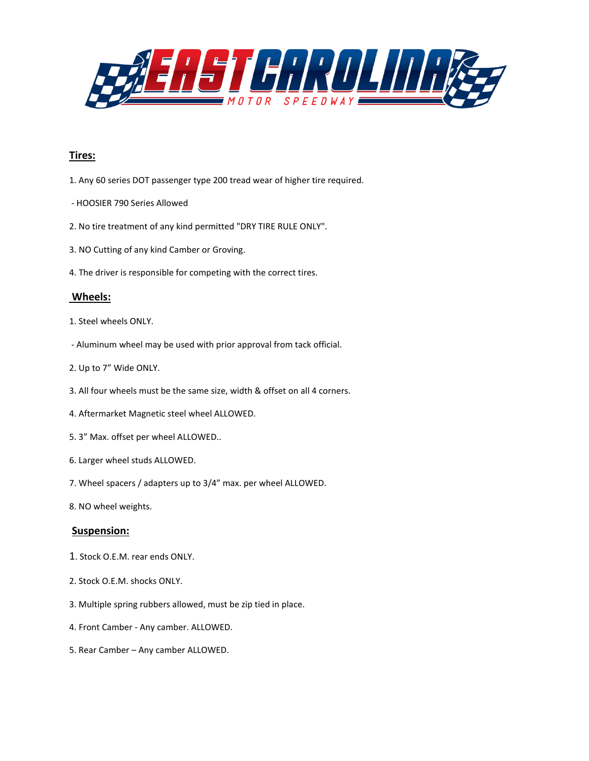## Tires:

1. Any 60 series DOT passenger type 200 tread wear of higher tire required.

 - HOOSIER 790 Series Allowed

2. No tire treatment of any kind permitted "DRY TIRE RULE ONLY".

3. NO Cutting of any kind Camber or Groving.

4. The driver is responsible for competing with the correct tires.

## Wheels:

1. Steel wheels ONLY.

 - Aluminum wheel may be used with prior approval from tack official.

2. Up to 7" Wide ONLY.

3. All four wheels must be the same size, width & offset on all 4 corners.

4. Aftermarket Magnetic steel wheel ALLOWED.

5. 3" Max. offset per wheel ALLOWED..

6. Larger wheel studs ALLOWED.

7. Wheel spacers / adapters up to 3/4" max. per wheel ALLOWED.

8. NO wheel weights.

## Suspension:

1. Stock O.E.M. rear ends ONLY.

2. Stock O.E.M. shocks ONLY.

3. Multiple spring rubbers allowed, must be zip tied in place.

4. Front Camber - Any camber. ALLOWED.

5. Rear Camber – Any camber ALLOWED.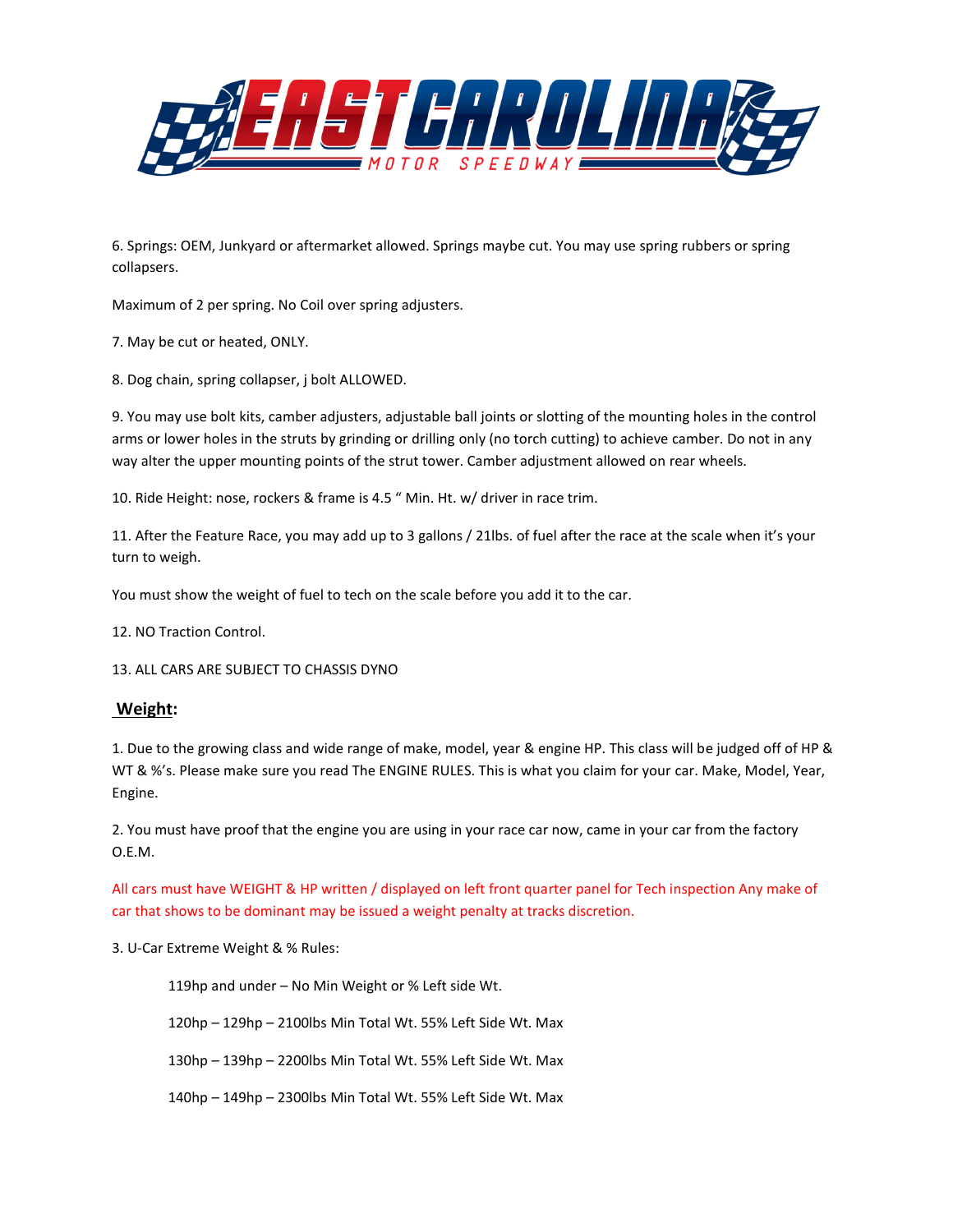6. Springs: OEM, Junkyard or aftermarket allowed. Springs maybe cut. You may use spring rubbers or spring collapsers.

Maximum of 2 per spring. No Coil over spring adjusters.

7. May be cut or heated, ONLY.

8. Dog chain, spring collapser, j bolt ALLOWED.

9. You may use bolt kits, camber adjusters, adjustable ball joints or slotting of the mounting holes in the control arms or lower holes in the struts by grinding or drilling only (no torch cutting) to achieve camber. Do not in any way alter the upper mounting points of the strut tower. Camber adjustment allowed on rear wheels.

10. Ride Height: nose, rockers & frame is 4.5 " Min. Ht. w/ driver in race trim.

11. After the Feature Race, you may add up to 3 gallons / 21lbs. of fuel after the race at the scale when it's your turn to weigh.

You must show the weight of fuel to tech on the scale before you add it to the car.

12. NO Traction Control.

13. ALL CARS ARE SUBJECT TO CHASSIS DYNO

## Weight:

1. Due to the growing class and wide range of make, model, year & engine HP. This class will be judged off of HP & WT & %'s. Please make sure you read The ENGINE RULES. This is what you claim for your car. Make, Model, Year, Engine.

2. You must have proof that the engine you are using in your race car now, came in your car from the factory O.E.M.

All cars must have WEIGHT & HP written / displayed on left front quarter panel for Tech inspection Any make of car that shows to be dominant may be issued a weight penalty at tracks discretion.

3. U-Car Extreme Weight & % Rules:

119hp and under – No Min Weight or % Left side Wt.

120hp – 129hp – 2100lbs Min Total Wt. 55% Left Side Wt. Max

130hp – 139hp – 2200lbs Min Total Wt. 55% Left Side Wt. Max

140hp – 149hp – 2300lbs Min Total Wt. 55% Left Side Wt. Max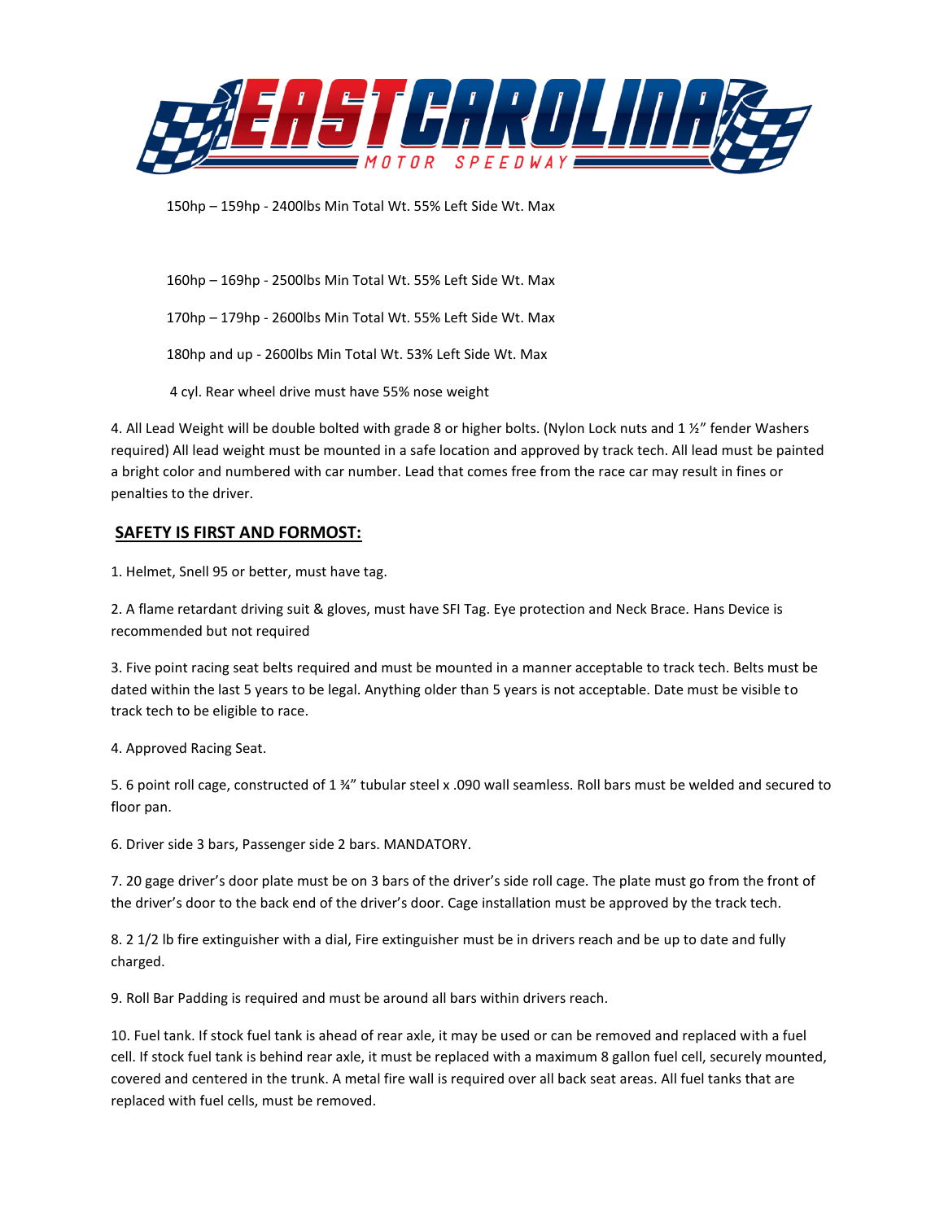150hp – 159hp - 2400lbs Min Total Wt. 55% Left Side Wt. Max

160hp – 169hp - 2500lbs Min Total Wt. 55% Left Side Wt. Max

170hp – 179hp - 2600lbs Min Total Wt. 55% Left Side Wt. Max

180hp and up - 2600lbs Min Total Wt. 53% Left Side Wt. Max

4 cyl. Rear wheel drive must have 55% nose weight

4. All Lead Weight will be double bolted with grade 8 or higher bolts. (Nylon Lock nuts and 1 ½" fender Washers required) All lead weight must be mounted in a safe location and approved by track tech. All lead must be painted a bright color and numbered with car number. Lead that comes free from the race car may result in fines or penalties to the driver.

## SAFETY IS FIRST AND FORMOST:

1. Helmet, Snell 95 or better, must have tag.

2. A flame retardant driving suit & gloves, must have SFI Tag. Eye protection and Neck Brace. Hans Device is recommended but not required

3. Five point racing seat belts required and must be mounted in a manner acceptable to track tech. Belts must be dated within the last 5 years to be legal. Anything older than 5 years is not acceptable. Date must be visible to track tech to be eligible to race.

4. Approved Racing Seat.

5. 6 point roll cage, constructed of 1 ¾" tubular steel x .090 wall seamless. Roll bars must be welded and secured to floor pan.

6. Driver side 3 bars, Passenger side 2 bars. MANDATORY.

7. 20 gage driver's door plate must be on 3 bars of the driver's side roll cage. The plate must go from the front of the driver's door to the back end of the driver's door. Cage installation must be approved by the track tech.

8. 2 1/2 lb fire extinguisher with a dial, Fire extinguisher must be in drivers reach and be up to date and fully charged.

9. Roll Bar Padding is required and must be around all bars within drivers reach.

10. Fuel tank. If stock fuel tank is ahead of rear axle, it may be used or can be removed and replaced with a fuel cell. If stock fuel tank is behind rear axle, it must be replaced with a maximum 8 gallon fuel cell, securely mounted, covered and centered in the trunk. A metal fire wall is required over all back seat areas. All fuel tanks that are replaced with fuel cells, must be removed.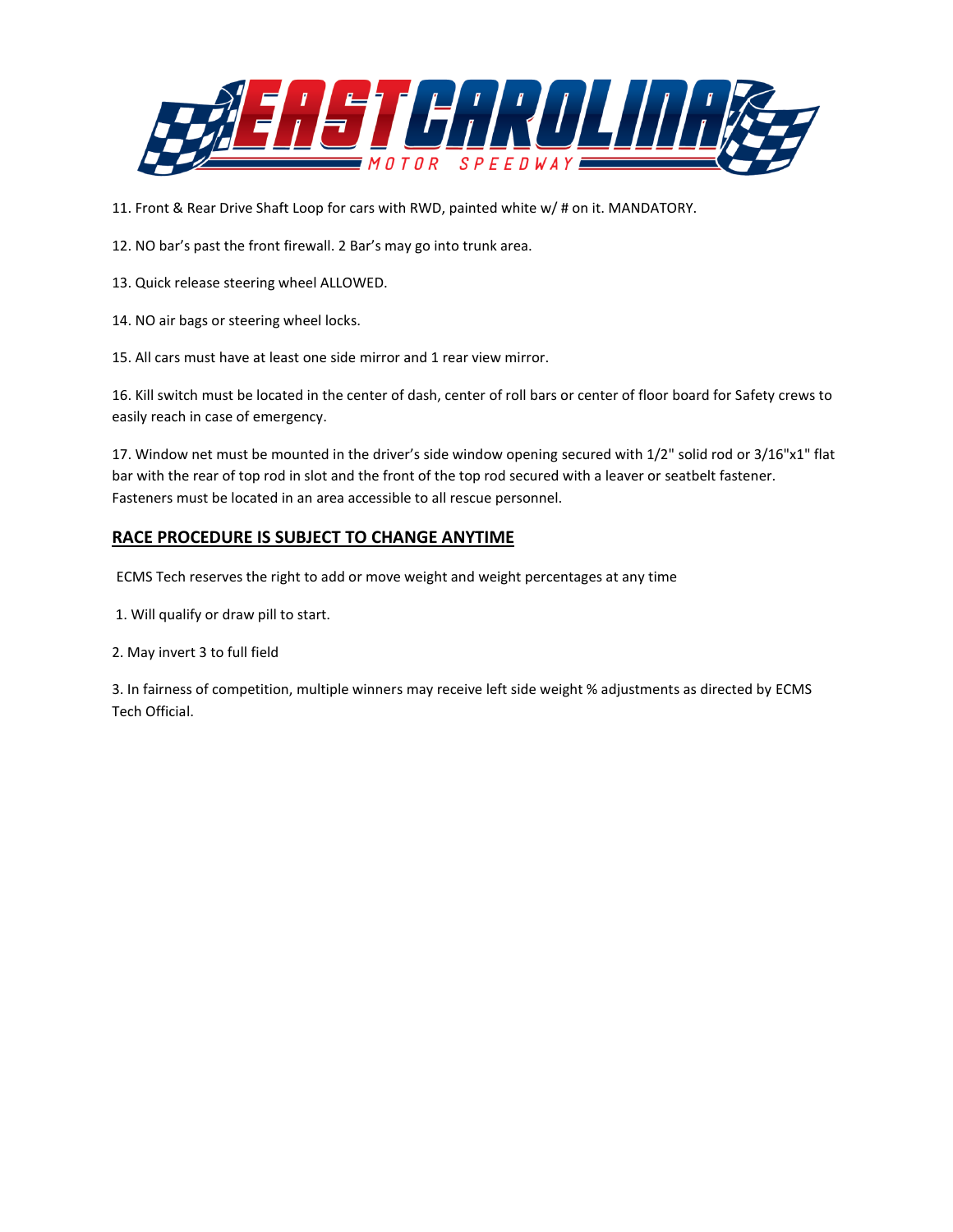11. Front & Rear Drive Shaft Loop for cars with RWD, painted white w/ # on it. MANDATORY.

12. NO bar's past the front firewall. 2 Bar's may go into trunk area.

13. Quick release steering wheel ALLOWED.

14. NO air bags or steering wheel locks.

15. All cars must have at least one side mirror and 1 rear view mirror.

16. Kill switch must be located in the center of dash, center of roll bars or center of floor board for Safety crews to easily reach in case of emergency.

17. Window net must be mounted in the driver's side window opening secured with 1/2" solid rod or 3/16"x1" flat bar with the rear of top rod in slot and the front of the top rod secured with a leaver or seatbelt fastener. Fasteners must be located in an area accessible to all rescue personnel.

## RACE PROCEDURE IS SUBJECT TO CHANGE ANYTIME

ECMS Tech reserves the right to add or move weight and weight percentages at any time

1. Will qualify or draw pill to start.

2. May invert 3 to full field

3. In fairness of competition, multiple winners may receive left side weight % adjustments as directed by ECMS Tech Official.